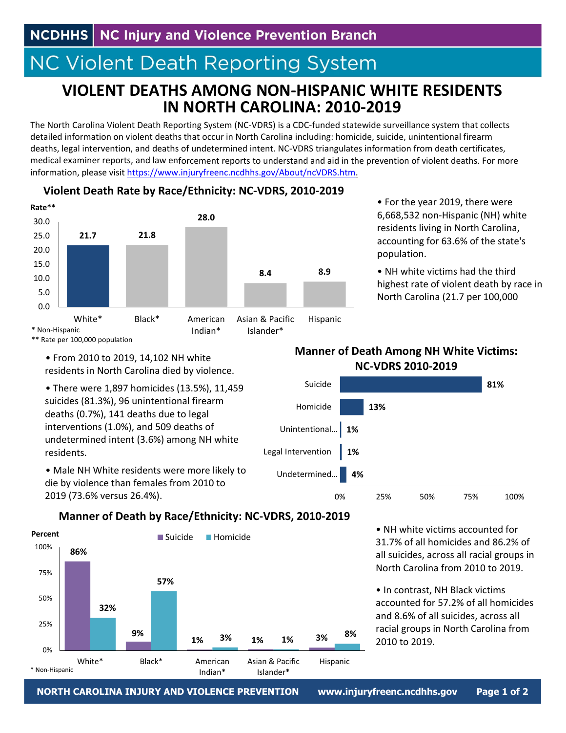NCDHHS | NC Injury and Violence Prevention Branch

# NC Violent Death Reporting System

## VIOLENT DEATHS AMONG NON-HISPANIC WHITE RESIDENTS IN NORTH CAROLINA: 2010-2019

The North Carolina Violent Death Reporting System (NC-VDRS) is a CDC-funded statewide surveillance system that collects detailed information on violent deaths that occur in North Carolina including: homicide, suicide, unintentional firearm deaths, legal intervention, and deaths of undetermined intent. NC-VDRS triangulates information from death certificates, medical examiner reports, and law enforcement reports to understand and aid in the prevention of violent deaths. For more information, please visit https://www.injuryfreenc.ncdhhs.gov/About/ncVDRS.htm.

### Violent Death Rate by Race/Ethnicity: NC-VDRS, 2010-2019

| Race/Ethnicity | Rate** |
|---|---|
| White* | 21.7 |
| Black* | 21.8 |
| American Indian* | 28.0 |
| Asian & Pacific Islander* | 8.4 |
| Hispanic | 8.9 |

\* Non-Hispanic
** Rate per 100,000 population

- For the year 2019, there were 6,668,532 non-Hispanic (NH) white residents living in North Carolina, accounting for 63.6% of the state's population.
- NH white victims had the third highest rate of violent death by race in North Carolina (21.7 per 100,000

- From 2010 to 2019, 14,102 NH white residents in North Carolina died by violence.
- There were 1,897 homicides (13.5%), 11,459 suicides (81.3%), 96 unintentional firearm deaths (0.7%), 141 deaths due to legal interventions (1.0%), and 509 deaths of undetermined intent (3.6%) among NH white residents.
- Male NH White residents were more likely to die by violence than females from 2010 to 2019 (73.6% versus 26.4%).

### Manner of Death Among NH White Victims: NC-VDRS 2010-2019

| Manner | Percent |
|---|---|
| Suicide | 81% |
| Homicide | 13% |
| Unintentional... | 1% |
| Legal Intervention | 1% |
| Undetermined... | 4% |

### Manner of Death by Race/Ethnicity: NC-VDRS, 2010-2019

| Race/Ethnicity | Suicide | Homicide |
|---|---|---|
| White* | 86% | 32% |
| Black* | 9% | 57% |
| American Indian* | 1% | 3% |
| Asian & Pacific Islander* | 1% | 1% |
| Hispanic | 3% | 8% |

\* Non-Hispanic

- NH white victims accounted for 31.7% of all homicides and 86.2% of all suicides, across all racial groups in North Carolina from 2010 to 2019.
- In contrast, NH Black victims accounted for 57.2% of all homicides and 8.6% of all suicides, across all racial groups in North Carolina from 2010 to 2019.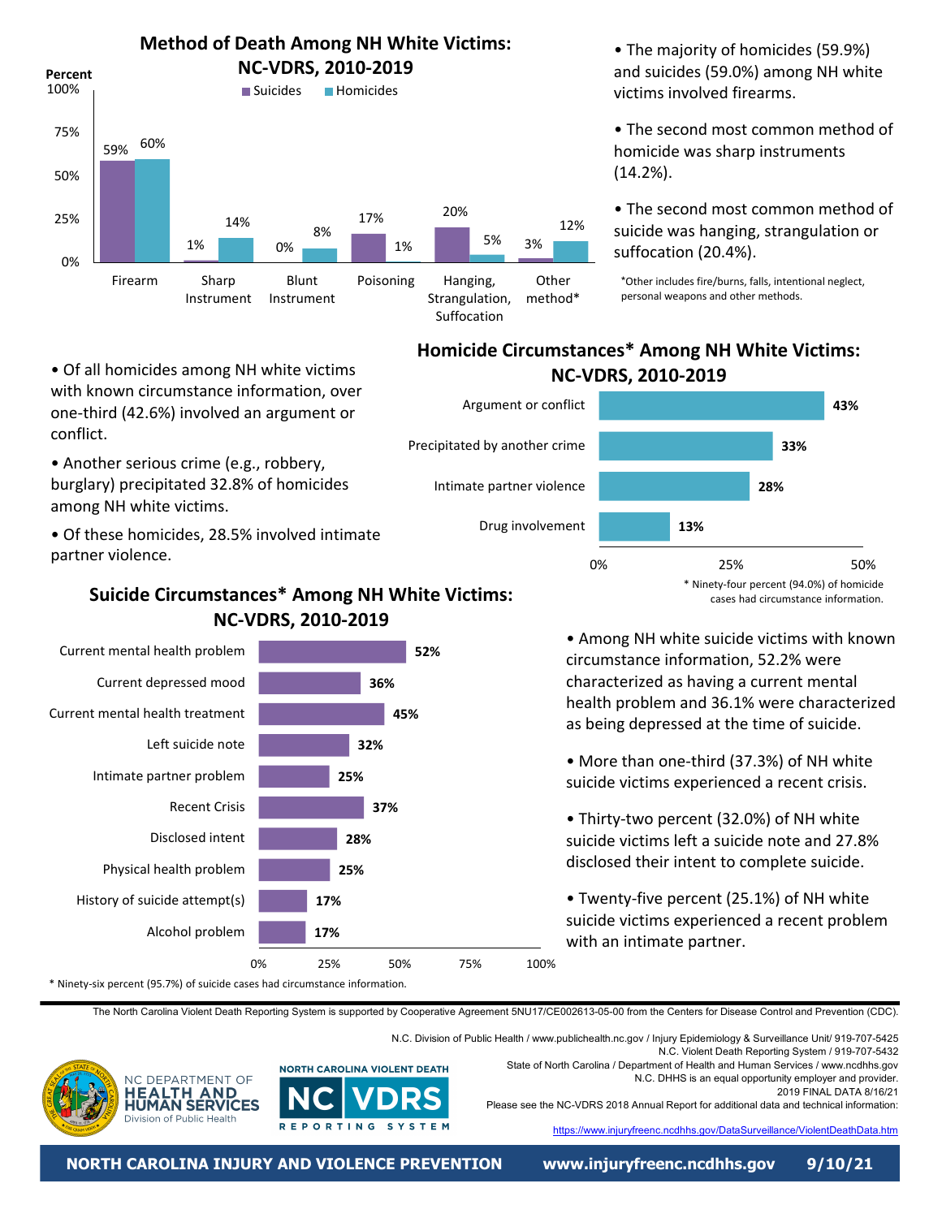## Method of Death Among NH White Victims: NC-VDRS, 2010-2019

Percent

100%
75%
50%
25%
0%

Suicides
Homicides

Firearm: 59% 60%
Sharp Instrument: 1% 14%
Blunt Instrument: 0% 8%
Poisoning: 17% 1%
Hanging, Strangulation, Suffocation: 20% 5%
Other method*: 3% 12%

- The majority of homicides (59.9%) and suicides (59.0%) among NH white victims involved firearms.
- The second most common method of homicide was sharp instruments (14.2%).
- The second most common method of suicide was hanging, strangulation or suffocation (20.4%).

*Other includes fire/burns, falls, intentional neglect, personal weapons and other methods.

- Of all homicides among NH white victims with known circumstance information, over one-third (42.6%) involved an argument or conflict.
- Another serious crime (e.g., robbery, burglary) precipitated 32.8% of homicides among NH white victims.
- Of these homicides, 28.5% involved intimate partner violence.

## Homicide Circumstances* Among NH White Victims: NC-VDRS, 2010-2019

Argument or conflict: 43%
Precipitated by another crime: 33%
Intimate partner violence: 28%
Drug involvement: 13%

0%
25%
50%

* Ninety-four percent (94.0%) of homicide cases had circumstance information.

## Suicide Circumstances* Among NH White Victims: NC-VDRS, 2010-2019

Current mental health problem: 52%
Current depressed mood: 36%
Current mental health treatment: 45%
Left suicide note: 32%
Intimate partner problem: 25%
Recent Crisis: 37%
Disclosed intent: 28%
Physical health problem: 25%
History of suicide attempt(s): 17%
Alcohol problem: 17%

0%
25%
50%
75%
100%

* Ninety-six percent (95.7%) of suicide cases had circumstance information.

- Among NH white suicide victims with known circumstance information, 52.2% were characterized as having a current mental health problem and 36.1% were characterized as being depressed at the time of suicide.
- More than one-third (37.3%) of NH white suicide victims experienced a recent crisis.
- Thirty-two percent (32.0%) of NH white suicide victims left a suicide note and 27.8% disclosed their intent to complete suicide.
- Twenty-five percent (25.1%) of NH white suicide victims experienced a recent problem with an intimate partner.

The North Carolina Violent Death Reporting System is supported by Cooperative Agreement 5NU17/CE002613-05-00 from the Centers for Disease Control and Prevention (CDC).

N.C. Division of Public Health / www.publichealth.nc.gov / Injury Epidemiology & Surveillance Unit/ 919-707-5425
N.C. Violent Death Reporting System / 919-707-5432
State of North Carolina / Department of Health and Human Services / www.ncdhhs.gov
N.C. DHHS is an equal opportunity employer and provider.
2019 FINAL DATA 8/16/21
Please see the NC-VDRS 2018 Annual Report for additional data and technical information:
https://www.injuryfreenc.ncdhhs.gov/DataSurveillance/ViolentDeathData.htm

NC DEPARTMENT OF HEALTH AND HUMAN SERVICES Division of Public Health

NORTH CAROLINA VIOLENT DEATH NC VDRS REPORTING SYSTEM

NORTH CAROLINA INJURY AND VIOLENCE PREVENTION www.injuryfreenc.ncdhhs.gov 9/10/21